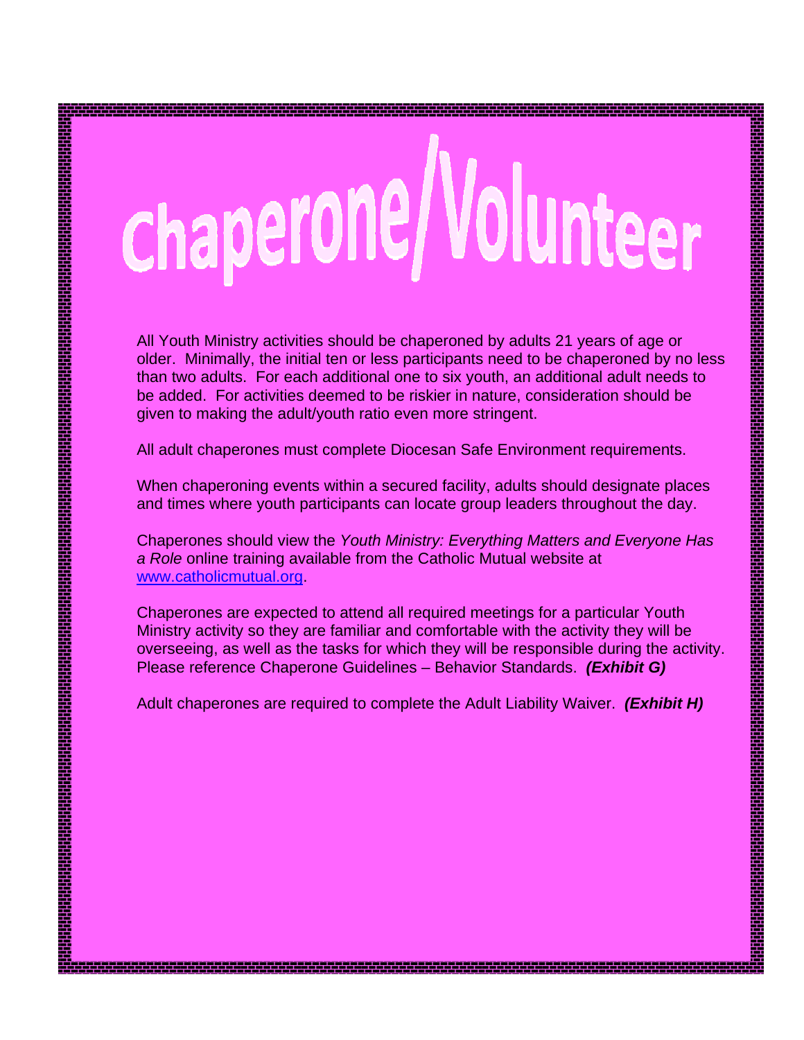# Chaperone/Volunteer

All Youth Ministry activities should be chaperoned by adults 21 years of age or older. Minimally, the initial ten or less participants need to be chaperoned by no less than two adults. For each additional one to six youth, an additional adult needs to be added. For activities deemed to be riskier in nature, consideration should be given to making the adult/youth ratio even more stringent.

All adult chaperones must complete Diocesan Safe Environment requirements.

When chaperoning events within a secured facility, adults should designate places and times where youth participants can locate group leaders throughout the day.

Chaperones should view the *Youth Ministry: Everything Matters and Everyone Has a Role* online training available from the Catholic Mutual website at [www.catholicmutual.org](http://www.catholicmutual.org).

Chaperones are expected to attend all required meetings for a particular Youth Ministry activity so they are familiar and comfortable with the activity they will be overseeing, as well as the tasks for which they will be responsible during the activity. Please reference Chaperone Guidelines – Behavior Standards. ***(Exhibit G)***

Adult chaperones are required to complete the Adult Liability Waiver. ***(Exhibit H)***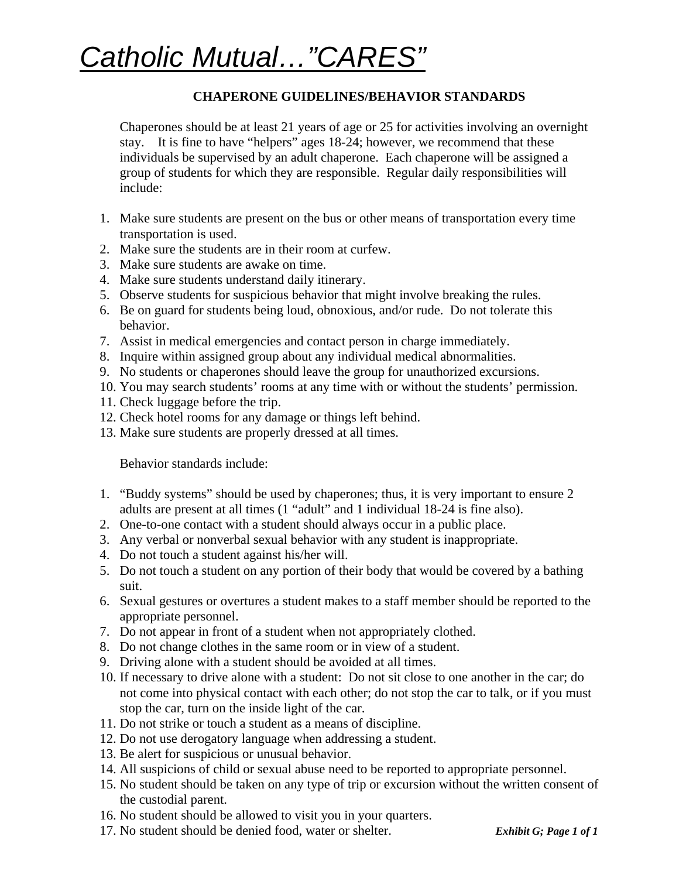# *Catholic Mutual…"CARES"*

## CHAPERONE GUIDELINES/BEHAVIOR STANDARDS

Chaperones should be at least 21 years of age or 25 for activities involving an overnight stay. It is fine to have "helpers" ages 18-24; however, we recommend that these individuals be supervised by an adult chaperone. Each chaperone will be assigned a group of students for which they are responsible. Regular daily responsibilities will include:

1. Make sure students are present on the bus or other means of transportation every time transportation is used.
2. Make sure the students are in their room at curfew.
3. Make sure students are awake on time.
4. Make sure students understand daily itinerary.
5. Observe students for suspicious behavior that might involve breaking the rules.
6. Be on guard for students being loud, obnoxious, and/or rude. Do not tolerate this behavior.
7. Assist in medical emergencies and contact person in charge immediately.
8. Inquire within assigned group about any individual medical abnormalities.
9. No students or chaperones should leave the group for unauthorized excursions.
10. You may search students' rooms at any time with or without the students' permission.
11. Check luggage before the trip.
12. Check hotel rooms for any damage or things left behind.
13. Make sure students are properly dressed at all times.

Behavior standards include:

1. "Buddy systems" should be used by chaperones; thus, it is very important to ensure 2 adults are present at all times (1 "adult" and 1 individual 18-24 is fine also).
2. One-to-one contact with a student should always occur in a public place.
3. Any verbal or nonverbal sexual behavior with any student is inappropriate.
4. Do not touch a student against his/her will.
5. Do not touch a student on any portion of their body that would be covered by a bathing suit.
6. Sexual gestures or overtures a student makes to a staff member should be reported to the appropriate personnel.
7. Do not appear in front of a student when not appropriately clothed.
8. Do not change clothes in the same room or in view of a student.
9. Driving alone with a student should be avoided at all times.
10. If necessary to drive alone with a student: Do not sit close to one another in the car; do not come into physical contact with each other; do not stop the car to talk, or if you must stop the car, turn on the inside light of the car.
11. Do not strike or touch a student as a means of discipline.
12. Do not use derogatory language when addressing a student.
13. Be alert for suspicious or unusual behavior.
14. All suspicions of child or sexual abuse need to be reported to appropriate personnel.
15. No student should be taken on any type of trip or excursion without the written consent of the custodial parent.
16. No student should be allowed to visit you in your quarters.
17. No student should be denied food, water or shelter.

***Exhibit G; Page 1 of 1***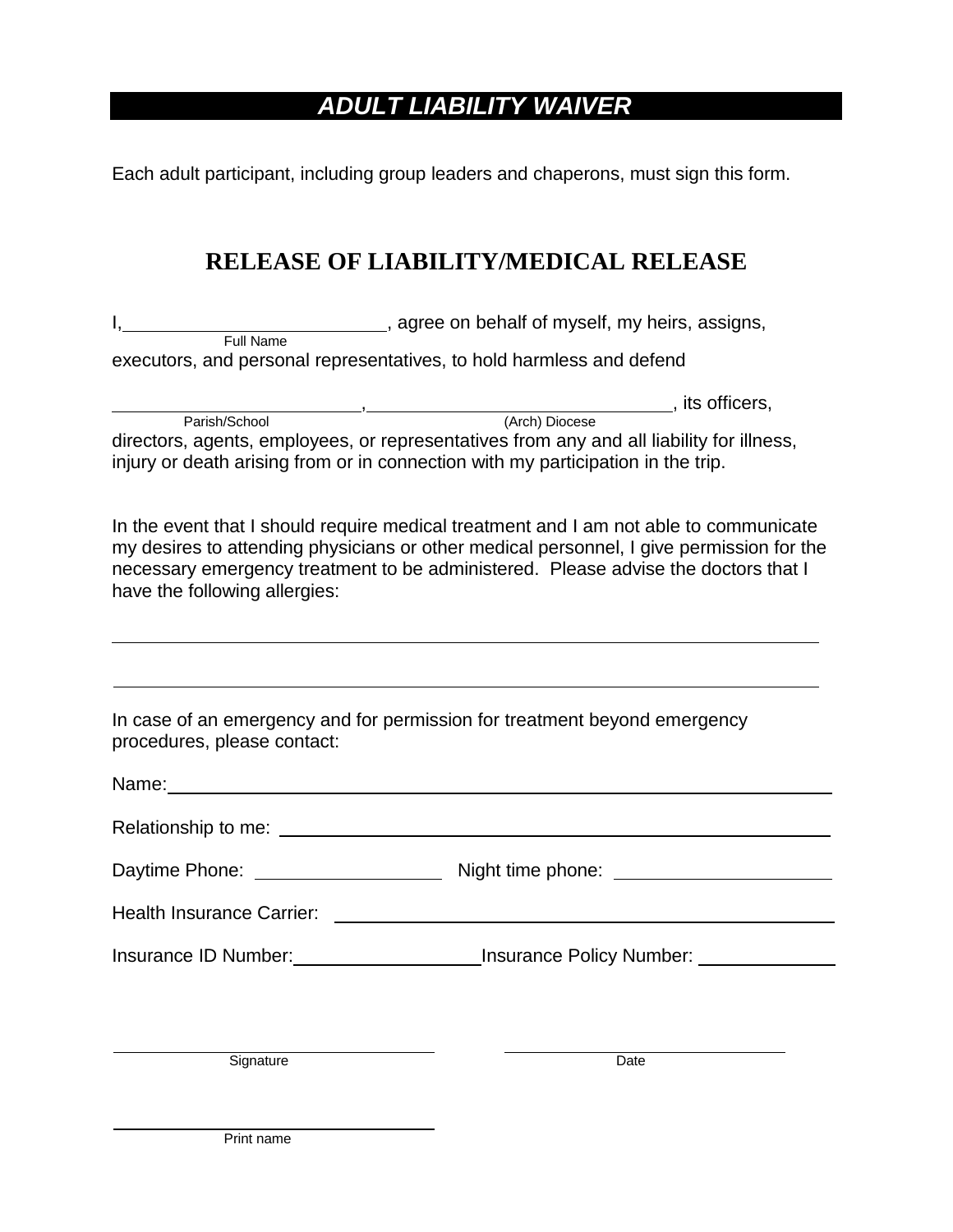# ***ADULT LIABILITY WAIVER***

Each adult participant, including group leaders and chaperons, must sign this form.

## RELEASE OF LIABILITY/MEDICAL RELEASE

I,\_\_\_\_\_\_\_\_\_\_\_\_\_\_\_\_\_\_\_\_\_\_\_\_\_\_, agree on behalf of myself, my heirs, assigns,
Full Name
executors, and personal representatives, to hold harmless and defend

\_\_\_\_\_\_\_\_\_\_\_\_\_\_\_\_\_\_\_\_\_\_\_\_\_, \_\_\_\_\_\_\_\_\_\_\_\_\_\_\_\_\_\_\_\_\_\_\_\_\_\_\_\_\_\_\_, its officers,
Parish/School (Arch) Diocese
directors, agents, employees, or representatives from any and all liability for illness, injury or death arising from or in connection with my participation in the trip.

In the event that I should require medical treatment and I am not able to communicate my desires to attending physicians or other medical personnel, I give permission for the necessary emergency treatment to be administered. Please advise the doctors that I have the following allergies:

\_\_\_\_\_\_\_\_\_\_\_\_\_\_\_\_\_\_\_\_\_\_\_\_\_\_\_\_\_\_\_\_\_\_\_\_\_\_\_\_\_\_\_\_\_\_\_\_\_\_\_\_\_\_\_\_\_\_\_\_\_\_\_\_\_\_\_\_\_\_

\_\_\_\_\_\_\_\_\_\_\_\_\_\_\_\_\_\_\_\_\_\_\_\_\_\_\_\_\_\_\_\_\_\_\_\_\_\_\_\_\_\_\_\_\_\_\_\_\_\_\_\_\_\_\_\_\_\_\_\_\_\_\_\_\_\_\_\_\_\_

In case of an emergency and for permission for treatment beyond emergency procedures, please contact:

Name:\_\_\_\_\_\_\_\_\_\_\_\_\_\_\_\_\_\_\_\_\_\_\_\_\_\_\_\_\_\_\_\_\_\_\_\_\_\_\_\_\_\_\_\_\_\_\_\_\_\_\_\_\_\_\_\_\_\_\_\_\_\_

Relationship to me: \_\_\_\_\_\_\_\_\_\_\_\_\_\_\_\_\_\_\_\_\_\_\_\_\_\_\_\_\_\_\_\_\_\_\_\_\_\_\_\_\_\_\_\_\_\_\_\_\_\_\_\_\_

Daytime Phone: \_\_\_\_\_\_\_\_\_\_\_\_\_\_\_\_\_\_\_\_ Night time phone: \_\_\_\_\_\_\_\_\_\_\_\_\_\_\_\_\_\_\_\_\_\_

Health Insurance Carrier: \_\_\_\_\_\_\_\_\_\_\_\_\_\_\_\_\_\_\_\_\_\_\_\_\_\_\_\_\_\_\_\_\_\_\_\_\_\_\_\_\_\_\_\_\_\_\_\_\_

Insurance ID Number:\_\_\_\_\_\_\_\_\_\_\_\_\_\_\_\_\_\_\_\_Insurance Policy Number: \_\_\_\_\_\_\_\_\_\_\_\_\_\_

\_\_\_\_\_\_\_\_\_\_\_\_\_\_\_\_\_\_\_\_\_\_\_\_\_\_\_\_\_\_\_\_\_\_\_\_ \_\_\_\_\_\_\_\_\_\_\_\_\_\_\_\_\_\_\_\_\_\_\_\_\_\_\_\_\_\_\_\_
Signature Date

\_\_\_\_\_\_\_\_\_\_\_\_\_\_\_\_\_\_\_\_\_\_\_\_\_\_\_\_\_\_\_\_\_\_\_\_
Print name